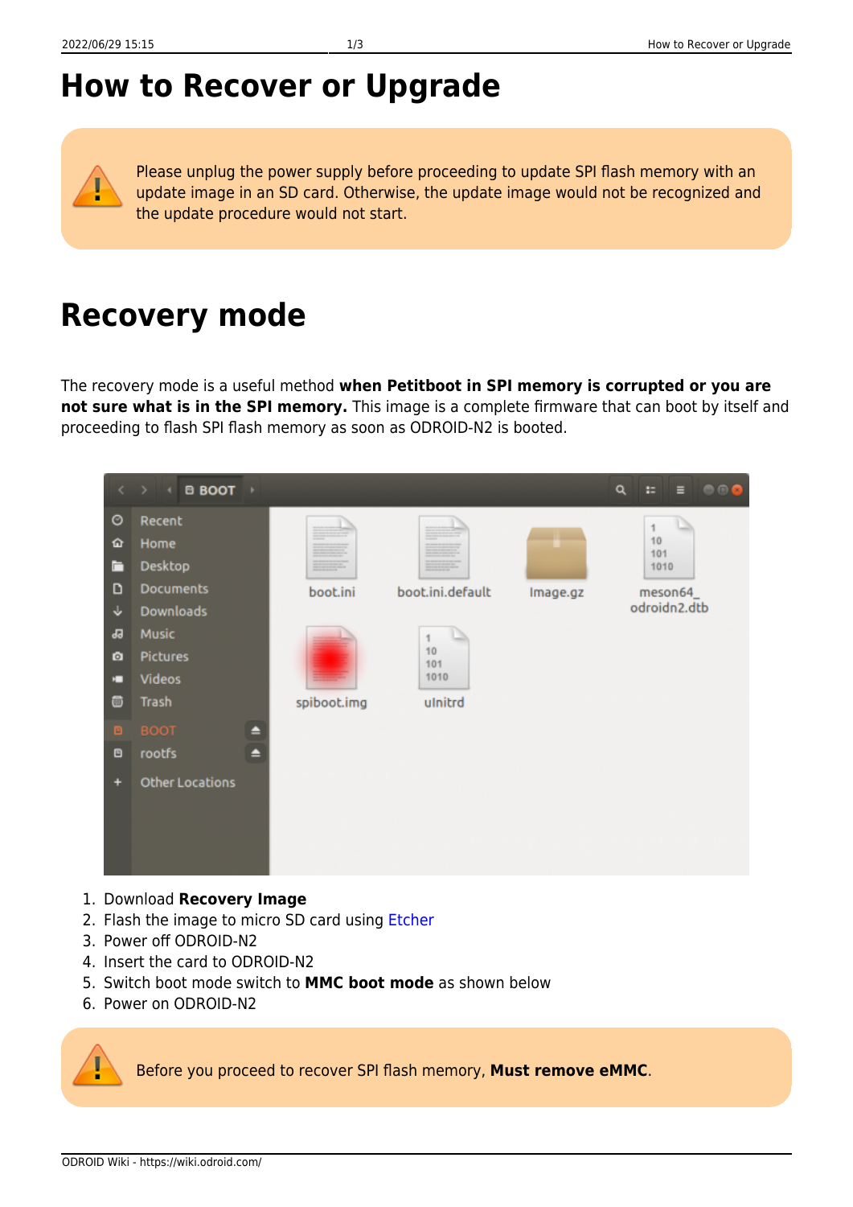# How to Recover or Upgrade

Please unplug the power supply before proceeding to update SPI flash memory with an update image in an SD card. Otherwise, the update image would not be recognized and the update procedure would not start.

# Recovery mode

The recovery mode is a useful method **when Petitboot in SPI memory is corrupted or you are not sure what is in the SPI memory.** This image is a complete firmware that can boot by itself and proceeding to flash SPI flash memory as soon as ODROID-N2 is booted.

1. Download **Recovery Image**
2. Flash the image to micro SD card using Etcher
3. Power off ODROID-N2
4. Insert the card to ODROID-N2
5. Switch boot mode switch to **MMC boot mode** as shown below
6. Power on ODROID-N2

Before you proceed to recover SPI flash memory, **Must remove eMMC**.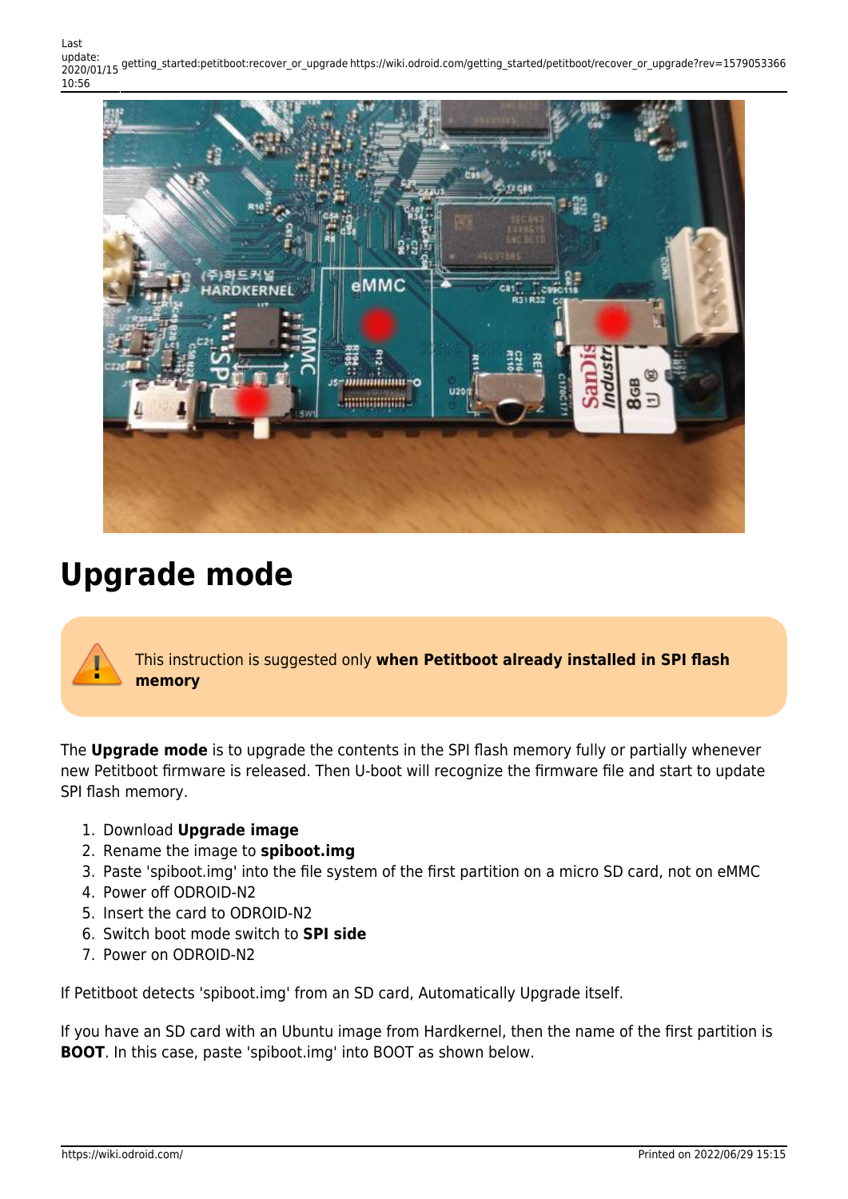# Upgrade mode

This instruction is suggested only **when Petitboot already installed in SPI flash memory**

The **Upgrade mode** is to upgrade the contents in the SPI flash memory fully or partially whenever new Petitboot firmware is released. Then U-boot will recognize the firmware file and start to update SPI flash memory.

1. Download **Upgrade image**
2. Rename the image to **spiboot.img**
3. Paste 'spiboot.img' into the file system of the first partition on a micro SD card, not on eMMC
4. Power off ODROID-N2
5. Insert the card to ODROID-N2
6. Switch boot mode switch to **SPI side**
7. Power on ODROID-N2

If Petitboot detects 'spiboot.img' from an SD card, Automatically Upgrade itself.

If you have an SD card with an Ubuntu image from Hardkernel, then the name of the first partition is **BOOT**. In this case, paste 'spiboot.img' into BOOT as shown below.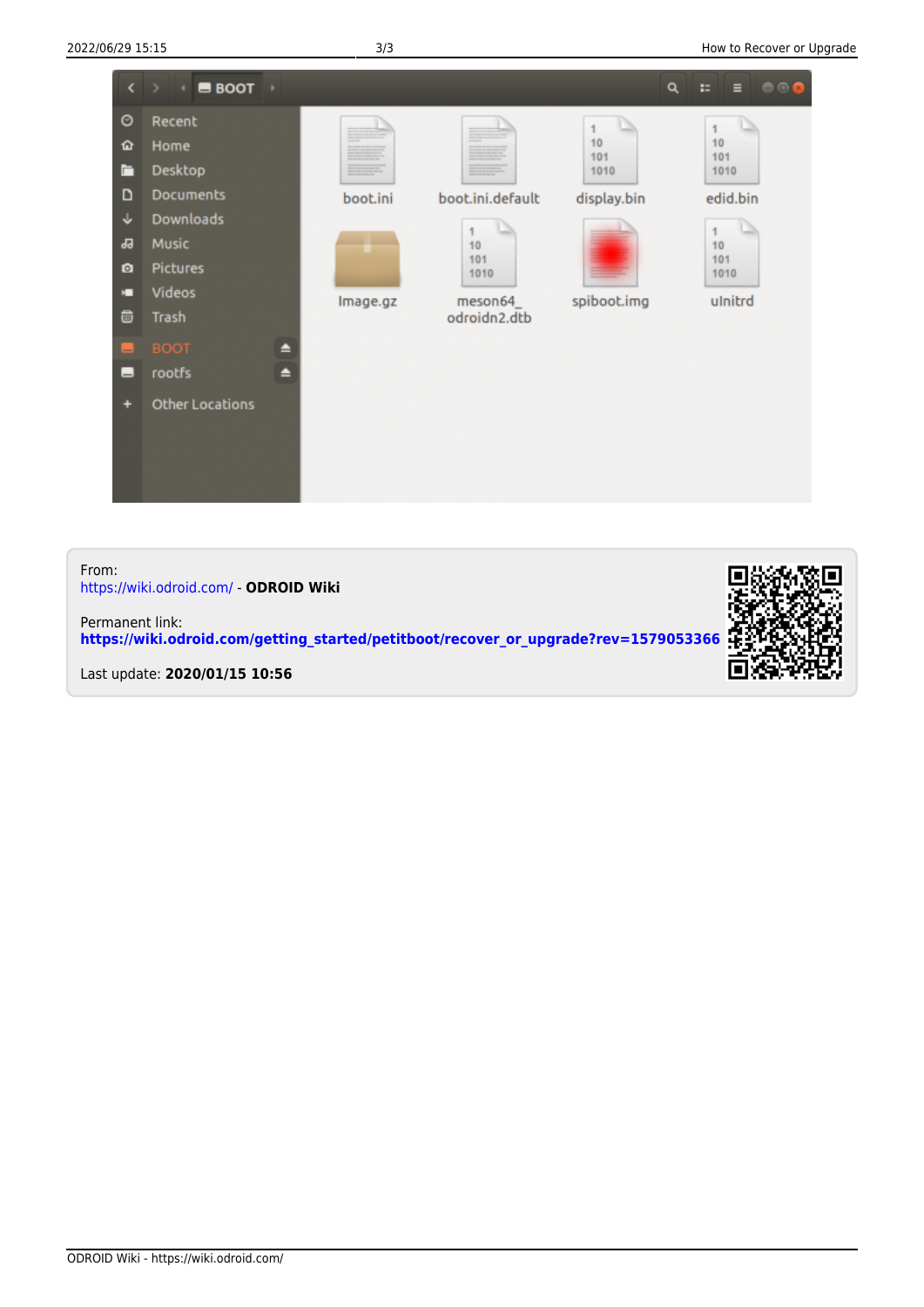From:
https://wiki.odroid.com/ - **ODROID Wiki**

Permanent link:
**https://wiki.odroid.com/getting_started/petitboot/recover_or_upgrade?rev=1579053366**

Last update: **2020/01/15 10:56**